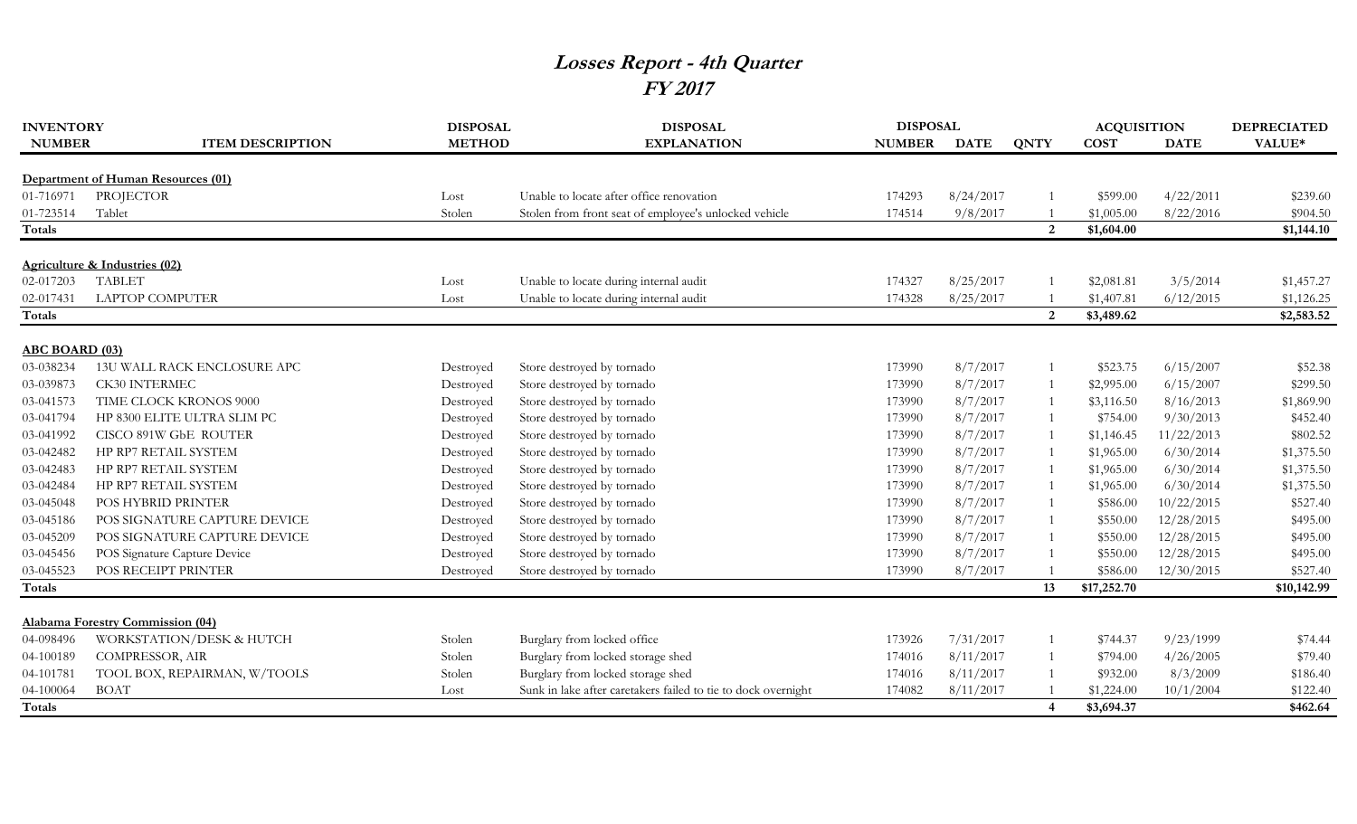# *Losses Report - 4th Quarter*
## *FY 2017*

| INVENTORY NUMBER | ITEM DESCRIPTION | DISPOSAL METHOD | DISPOSAL EXPLANATION | DISPOSAL NUMBER | DISPOSAL DATE | QNTY | ACQUISITION COST | ACQUISITION DATE | DEPRECIATED VALUE* |
|---|---|---|---|---|---|---|---|---|---|
| **Department of Human Resources (01)** | | | | | | | | | |
| 01-716971 | PROJECTOR | Lost | Unable to locate after office renovation | 174293 | 8/24/2017 | 1 | $599.00 | 4/22/2011 | $239.60 |
| 01-723514 | Tablet | Stolen | Stolen from front seat of employee's unlocked vehicle | 174514 | 9/8/2017 | 1 | $1,005.00 | 8/22/2016 | $904.50 |
| **Totals** | | | | | | **2** | **$1,604.00** | | **$1,144.10** |
| **Agriculture & Industries (02)** | | | | | | | | | |
| 02-017203 | TABLET | Lost | Unable to locate during internal audit | 174327 | 8/25/2017 | 1 | $2,081.81 | 3/5/2014 | $1,457.27 |
| 02-017431 | LAPTOP COMPUTER | Lost | Unable to locate during internal audit | 174328 | 8/25/2017 | 1 | $1,407.81 | 6/12/2015 | $1,126.25 |
| **Totals** | | | | | | **2** | **$3,489.62** | | **$2,583.52** |
| **ABC BOARD (03)** | | | | | | | | | |
| 03-038234 | 13U WALL RACK ENCLOSURE APC | Destroyed | Store destroyed by tornado | 173990 | 8/7/2017 | 1 | $523.75 | 6/15/2007 | $52.38 |
| 03-039873 | CK30 INTERMEC | Destroyed | Store destroyed by tornado | 173990 | 8/7/2017 | 1 | $2,995.00 | 6/15/2007 | $299.50 |
| 03-041573 | TIME CLOCK KRONOS 9000 | Destroyed | Store destroyed by tornado | 173990 | 8/7/2017 | 1 | $3,116.50 | 8/16/2013 | $1,869.90 |
| 03-041794 | HP 8300 ELITE ULTRA SLIM PC | Destroyed | Store destroyed by tornado | 173990 | 8/7/2017 | 1 | $754.00 | 9/30/2013 | $452.40 |
| 03-041992 | CISCO 891W GbE ROUTER | Destroyed | Store destroyed by tornado | 173990 | 8/7/2017 | 1 | $1,146.45 | 11/22/2013 | $802.52 |
| 03-042482 | HP RP7 RETAIL SYSTEM | Destroyed | Store destroyed by tornado | 173990 | 8/7/2017 | 1 | $1,965.00 | 6/30/2014 | $1,375.50 |
| 03-042483 | HP RP7 RETAIL SYSTEM | Destroyed | Store destroyed by tornado | 173990 | 8/7/2017 | 1 | $1,965.00 | 6/30/2014 | $1,375.50 |
| 03-042484 | HP RP7 RETAIL SYSTEM | Destroyed | Store destroyed by tornado | 173990 | 8/7/2017 | 1 | $1,965.00 | 6/30/2014 | $1,375.50 |
| 03-045048 | POS HYBRID PRINTER | Destroyed | Store destroyed by tornado | 173990 | 8/7/2017 | 1 | $586.00 | 10/22/2015 | $527.40 |
| 03-045186 | POS SIGNATURE CAPTURE DEVICE | Destroyed | Store destroyed by tornado | 173990 | 8/7/2017 | 1 | $550.00 | 12/28/2015 | $495.00 |
| 03-045209 | POS SIGNATURE CAPTURE DEVICE | Destroyed | Store destroyed by tornado | 173990 | 8/7/2017 | 1 | $550.00 | 12/28/2015 | $495.00 |
| 03-045456 | POS Signature Capture Device | Destroyed | Store destroyed by tornado | 173990 | 8/7/2017 | 1 | $550.00 | 12/28/2015 | $495.00 |
| 03-045523 | POS RECEIPT PRINTER | Destroyed | Store destroyed by tornado | 173990 | 8/7/2017 | 1 | $586.00 | 12/30/2015 | $527.40 |
| **Totals** | | | | | | **13** | **$17,252.70** | | **$10,142.99** |
| **Alabama Forestry Commission (04)** | | | | | | | | | |
| 04-098496 | WORKSTATION/DESK & HUTCH | Stolen | Burglary from locked office | 173926 | 7/31/2017 | 1 | $744.37 | 9/23/1999 | $74.44 |
| 04-100189 | COMPRESSOR, AIR | Stolen | Burglary from locked storage shed | 174016 | 8/11/2017 | 1 | $794.00 | 4/26/2005 | $79.40 |
| 04-101781 | TOOL BOX, REPAIRMAN, W/TOOLS | Stolen | Burglary from locked storage shed | 174016 | 8/11/2017 | 1 | $932.00 | 8/3/2009 | $186.40 |
| 04-100064 | BOAT | Lost | Sunk in lake after caretakers failed to tie to dock overnight | 174082 | 8/11/2017 | 1 | $1,224.00 | 10/1/2004 | $122.40 |
| **Totals** | | | | | | **4** | **$3,694.37** | | **$462.64** |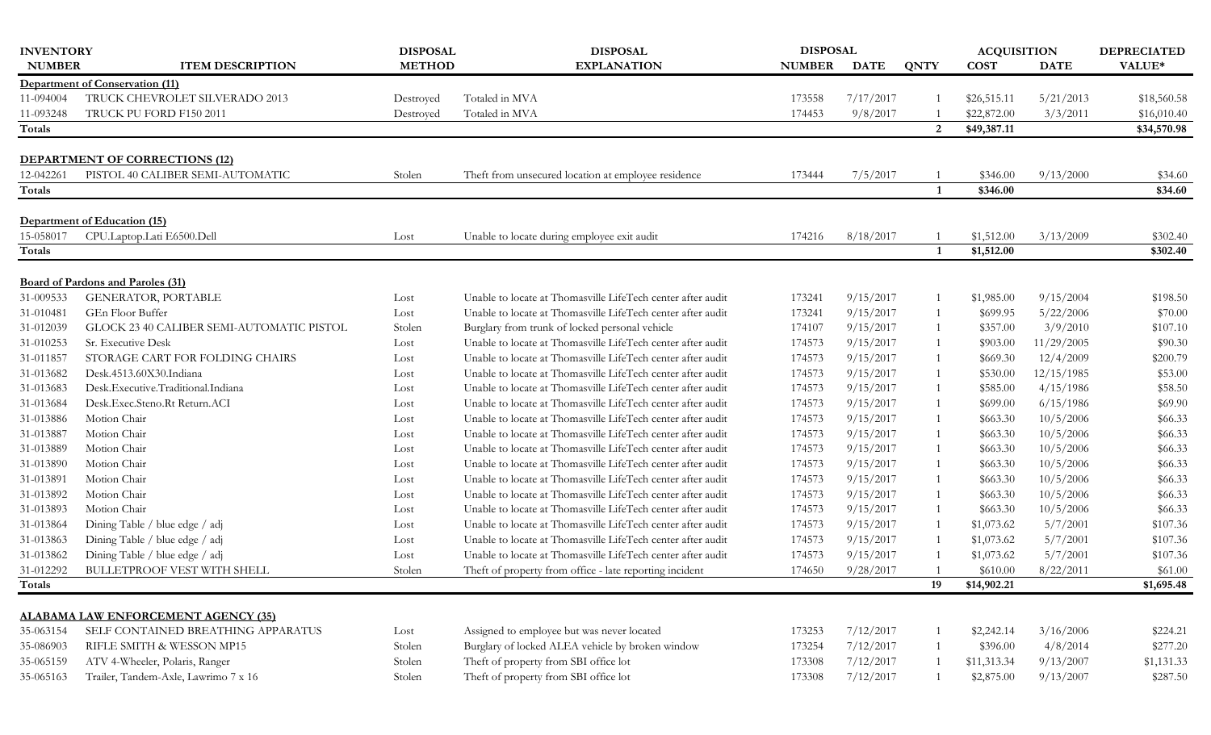| INVENTORY NUMBER | ITEM DESCRIPTION | DISPOSAL METHOD | DISPOSAL EXPLANATION | DISPOSAL NUMBER | DISPOSAL DATE | QNTY | ACQUISITION COST | ACQUISITION DATE | DEPRECIATED VALUE* |
|---|---|---|---|---|---|---|---|---|---|
| **Department of Conservation (11)** | | | | | | | | | |
| 11-094004 | TRUCK CHEVROLET SILVERADO 2013 | Destroyed | Totaled in MVA | 173558 | 7/17/2017 | 1 | $26,515.11 | 5/21/2013 | $18,560.58 |
| 11-093248 | TRUCK PU FORD F150 2011 | Destroyed | Totaled in MVA | 174453 | 9/8/2017 | 1 | $22,872.00 | 3/3/2011 | $16,010.40 |
| **Totals** | | | | | | **2** | **$49,387.11** | | **$34,570.98** |
| **DEPARTMENT OF CORRECTIONS (12)** | | | | | | | | | |
| 12-042261 | PISTOL 40 CALIBER SEMI-AUTOMATIC | Stolen | Theft from unsecured location at employee residence | 173444 | 7/5/2017 | 1 | $346.00 | 9/13/2000 | $34.60 |
| **Totals** | | | | | | **1** | **$346.00** | | **$34.60** |
| **Department of Education (15)** | | | | | | | | | |
| 15-058017 | CPU.Laptop.Lati E6500.Dell | Lost | Unable to locate during employee exit audit | 174216 | 8/18/2017 | 1 | $1,512.00 | 3/13/2009 | $302.40 |
| **Totals** | | | | | | **1** | **$1,512.00** | | **$302.40** |
| **Board of Pardons and Paroles (31)** | | | | | | | | | |
| 31-009533 | GENERATOR, PORTABLE | Lost | Unable to locate at Thomasville LifeTech center after audit | 173241 | 9/15/2017 | 1 | $1,985.00 | 9/15/2004 | $198.50 |
| 31-010481 | GEn Floor Buffer | Lost | Unable to locate at Thomasville LifeTech center after audit | 173241 | 9/15/2017 | 1 | $699.95 | 5/22/2006 | $70.00 |
| 31-012039 | GLOCK 23 40 CALIBER SEMI-AUTOMATIC PISTOL | Stolen | Burglary from trunk of locked personal vehicle | 174107 | 9/15/2017 | 1 | $357.00 | 3/9/2010 | $107.10 |
| 31-010253 | Sr. Executive Desk | Lost | Unable to locate at Thomasville LifeTech center after audit | 174573 | 9/15/2017 | 1 | $903.00 | 11/29/2005 | $90.30 |
| 31-011857 | STORAGE CART FOR FOLDING CHAIRS | Lost | Unable to locate at Thomasville LifeTech center after audit | 174573 | 9/15/2017 | 1 | $669.30 | 12/4/2009 | $200.79 |
| 31-013682 | Desk.4513.60X30.Indiana | Lost | Unable to locate at Thomasville LifeTech center after audit | 174573 | 9/15/2017 | 1 | $530.00 | 12/15/1985 | $53.00 |
| 31-013683 | Desk.Executive.Traditional.Indiana | Lost | Unable to locate at Thomasville LifeTech center after audit | 174573 | 9/15/2017 | 1 | $585.00 | 4/15/1986 | $58.50 |
| 31-013684 | Desk.Exec.Steno.Rt Return.ACI | Lost | Unable to locate at Thomasville LifeTech center after audit | 174573 | 9/15/2017 | 1 | $699.00 | 6/15/1986 | $69.90 |
| 31-013886 | Motion Chair | Lost | Unable to locate at Thomasville LifeTech center after audit | 174573 | 9/15/2017 | 1 | $663.30 | 10/5/2006 | $66.33 |
| 31-013887 | Motion Chair | Lost | Unable to locate at Thomasville LifeTech center after audit | 174573 | 9/15/2017 | 1 | $663.30 | 10/5/2006 | $66.33 |
| 31-013889 | Motion Chair | Lost | Unable to locate at Thomasville LifeTech center after audit | 174573 | 9/15/2017 | 1 | $663.30 | 10/5/2006 | $66.33 |
| 31-013890 | Motion Chair | Lost | Unable to locate at Thomasville LifeTech center after audit | 174573 | 9/15/2017 | 1 | $663.30 | 10/5/2006 | $66.33 |
| 31-013891 | Motion Chair | Lost | Unable to locate at Thomasville LifeTech center after audit | 174573 | 9/15/2017 | 1 | $663.30 | 10/5/2006 | $66.33 |
| 31-013892 | Motion Chair | Lost | Unable to locate at Thomasville LifeTech center after audit | 174573 | 9/15/2017 | 1 | $663.30 | 10/5/2006 | $66.33 |
| 31-013893 | Motion Chair | Lost | Unable to locate at Thomasville LifeTech center after audit | 174573 | 9/15/2017 | 1 | $663.30 | 10/5/2006 | $66.33 |
| 31-013864 | Dining Table / blue edge / adj | Lost | Unable to locate at Thomasville LifeTech center after audit | 174573 | 9/15/2017 | 1 | $1,073.62 | 5/7/2001 | $107.36 |
| 31-013863 | Dining Table / blue edge / adj | Lost | Unable to locate at Thomasville LifeTech center after audit | 174573 | 9/15/2017 | 1 | $1,073.62 | 5/7/2001 | $107.36 |
| 31-013862 | Dining Table / blue edge / adj | Lost | Unable to locate at Thomasville LifeTech center after audit | 174573 | 9/15/2017 | 1 | $1,073.62 | 5/7/2001 | $107.36 |
| 31-012292 | BULLETPROOF VEST WITH SHELL | Stolen | Theft of property from office - late reporting incident | 174650 | 9/28/2017 | 1 | $610.00 | 8/22/2011 | $61.00 |
| **Totals** | | | | | | **19** | **$14,902.21** | | **$1,695.48** |
| **ALABAMA LAW ENFORCEMENT AGENCY (35)** | | | | | | | | | |
| 35-063154 | SELF CONTAINED BREATHING APPARATUS | Lost | Assigned to employee but was never located | 173253 | 7/12/2017 | 1 | $2,242.14 | 3/16/2006 | $224.21 |
| 35-086903 | RIFLE SMITH & WESSON MP15 | Stolen | Burglary of locked ALEA vehicle by broken window | 173254 | 7/12/2017 | 1 | $396.00 | 4/8/2014 | $277.20 |
| 35-065159 | ATV 4-Wheeler, Polaris, Ranger | Stolen | Theft of property from SBI office lot | 173308 | 7/12/2017 | 1 | $11,313.34 | 9/13/2007 | $1,131.33 |
| 35-065163 | Trailer, Tandem-Axle, Lawrimo 7 x 16 | Stolen | Theft of property from SBI office lot | 173308 | 7/12/2017 | 1 | $2,875.00 | 9/13/2007 | $287.50 |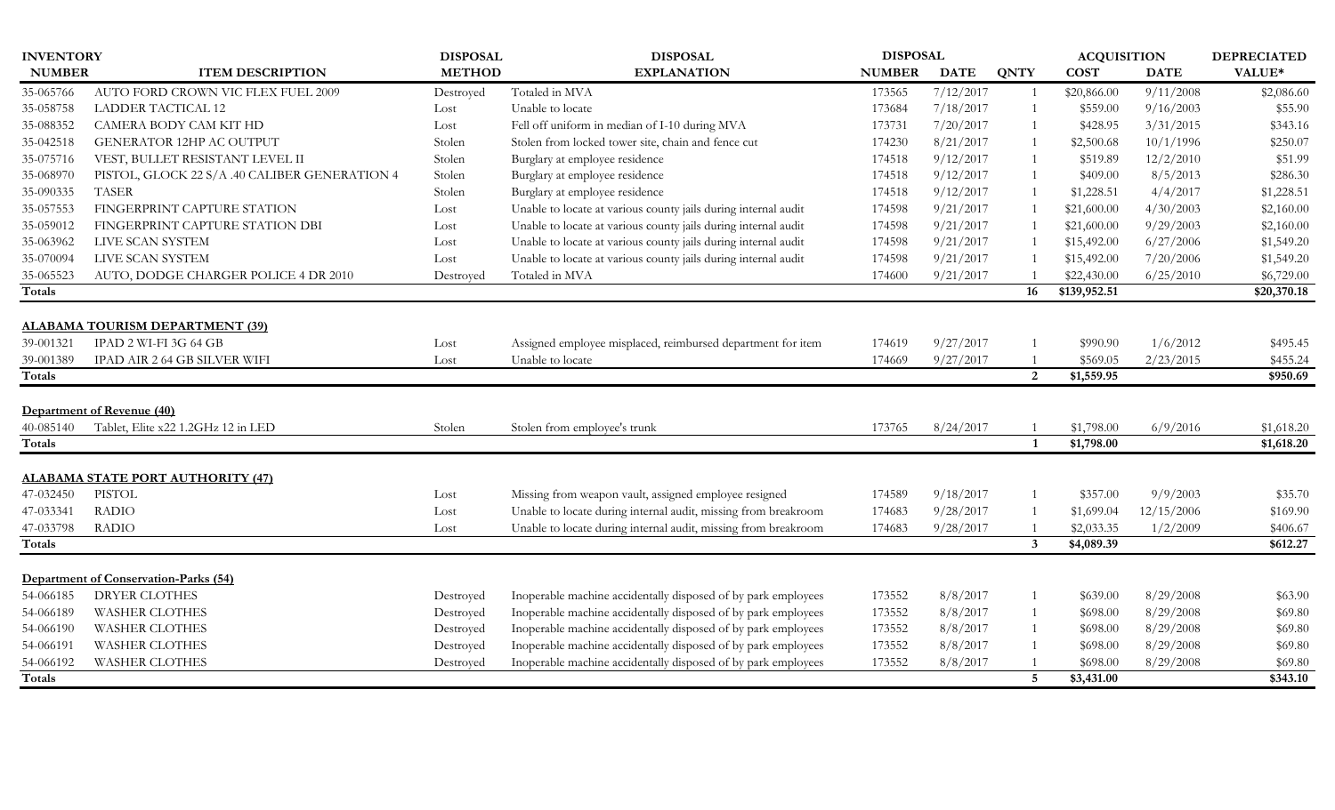| INVENTORY NUMBER | ITEM DESCRIPTION | DISPOSAL METHOD | DISPOSAL EXPLANATION | DISPOSAL NUMBER | DISPOSAL DATE | QNTY | ACQUISITION COST | ACQUISITION DATE | DEPRECIATED VALUE* |
|---|---|---|---|---|---|---|---|---|---|
| 35-065766 | AUTO FORD CROWN VIC FLEX FUEL 2009 | Destroyed | Totaled in MVA | 173565 | 7/12/2017 | 1 | $20,866.00 | 9/11/2008 | $2,086.60 |
| 35-058758 | LADDER TACTICAL 12 | Lost | Unable to locate | 173684 | 7/18/2017 | 1 | $559.00 | 9/16/2003 | $55.90 |
| 35-088352 | CAMERA BODY CAM KIT HD | Lost | Fell off uniform in median of I-10 during MVA | 173731 | 7/20/2017 | 1 | $428.95 | 3/31/2015 | $343.16 |
| 35-042518 | GENERATOR 12HP AC OUTPUT | Stolen | Stolen from locked tower site, chain and fence cut | 174230 | 8/21/2017 | 1 | $2,500.68 | 10/1/1996 | $250.07 |
| 35-075716 | VEST, BULLET RESISTANT LEVEL II | Stolen | Burglary at employee residence | 174518 | 9/12/2017 | 1 | $519.89 | 12/2/2010 | $51.99 |
| 35-068970 | PISTOL, GLOCK 22 S/A .40 CALIBER GENERATION 4 | Stolen | Burglary at employee residence | 174518 | 9/12/2017 | 1 | $409.00 | 8/5/2013 | $286.30 |
| 35-090335 | TASER | Stolen | Burglary at employee residence | 174518 | 9/12/2017 | 1 | $1,228.51 | 4/4/2017 | $1,228.51 |
| 35-057553 | FINGERPRINT CAPTURE STATION | Lost | Unable to locate at various county jails during internal audit | 174598 | 9/21/2017 | 1 | $21,600.00 | 4/30/2003 | $2,160.00 |
| 35-059012 | FINGERPRINT CAPTURE STATION DBI | Lost | Unable to locate at various county jails during internal audit | 174598 | 9/21/2017 | 1 | $21,600.00 | 9/29/2003 | $2,160.00 |
| 35-063962 | LIVE SCAN SYSTEM | Lost | Unable to locate at various county jails during internal audit | 174598 | 9/21/2017 | 1 | $15,492.00 | 6/27/2006 | $1,549.20 |
| 35-070094 | LIVE SCAN SYSTEM | Lost | Unable to locate at various county jails during internal audit | 174598 | 9/21/2017 | 1 | $15,492.00 | 7/20/2006 | $1,549.20 |
| 35-065523 | AUTO, DODGE CHARGER POLICE 4 DR 2010 | Destroyed | Totaled in MVA | 174600 | 9/21/2017 | 1 | $22,430.00 | 6/25/2010 | $6,729.00 |
| **Totals** | | | | | | **16** | **$139,952.51** | | **$20,370.18** |

**ALABAMA TOURISM DEPARTMENT (39)**

| INVENTORY NUMBER | ITEM DESCRIPTION | DISPOSAL METHOD | DISPOSAL EXPLANATION | DISPOSAL NUMBER | DISPOSAL DATE | QNTY | ACQUISITION COST | ACQUISITION DATE | DEPRECIATED VALUE* |
|---|---|---|---|---|---|---|---|---|---|
| 39-001321 | IPAD 2 WI-FI 3G 64 GB | Lost | Assigned employee misplaced, reimbursed department for item | 174619 | 9/27/2017 | 1 | $990.90 | 1/6/2012 | $495.45 |
| 39-001389 | IPAD AIR 2 64 GB SILVER WIFI | Lost | Unable to locate | 174669 | 9/27/2017 | 1 | $569.05 | 2/23/2015 | $455.24 |
| **Totals** | | | | | | **2** | **$1,559.95** | | **$950.69** |

**Department of Revenue (40)**

| INVENTORY NUMBER | ITEM DESCRIPTION | DISPOSAL METHOD | DISPOSAL EXPLANATION | DISPOSAL NUMBER | DISPOSAL DATE | QNTY | ACQUISITION COST | ACQUISITION DATE | DEPRECIATED VALUE* |
|---|---|---|---|---|---|---|---|---|---|
| 40-085140 | Tablet, Elite x22 1.2GHz 12 in LED | Stolen | Stolen from employee's trunk | 173765 | 8/24/2017 | 1 | $1,798.00 | 6/9/2016 | $1,618.20 |
| **Totals** | | | | | | **1** | **$1,798.00** | | **$1,618.20** |

**ALABAMA STATE PORT AUTHORITY (47)**

| INVENTORY NUMBER | ITEM DESCRIPTION | DISPOSAL METHOD | DISPOSAL EXPLANATION | DISPOSAL NUMBER | DISPOSAL DATE | QNTY | ACQUISITION COST | ACQUISITION DATE | DEPRECIATED VALUE* |
|---|---|---|---|---|---|---|---|---|---|
| 47-032450 | PISTOL | Lost | Missing from weapon vault, assigned employee resigned | 174589 | 9/18/2017 | 1 | $357.00 | 9/9/2003 | $35.70 |
| 47-033341 | RADIO | Lost | Unable to locate during internal audit, missing from breakroom | 174683 | 9/28/2017 | 1 | $1,699.04 | 12/15/2006 | $169.90 |
| 47-033798 | RADIO | Lost | Unable to locate during internal audit, missing from breakroom | 174683 | 9/28/2017 | 1 | $2,033.35 | 1/2/2009 | $406.67 |
| **Totals** | | | | | | **3** | **$4,089.39** | | **$612.27** |

**Department of Conservation-Parks (54)**

| INVENTORY NUMBER | ITEM DESCRIPTION | DISPOSAL METHOD | DISPOSAL EXPLANATION | DISPOSAL NUMBER | DISPOSAL DATE | QNTY | ACQUISITION COST | ACQUISITION DATE | DEPRECIATED VALUE* |
|---|---|---|---|---|---|---|---|---|---|
| 54-066185 | DRYER CLOTHES | Destroyed | Inoperable machine accidentally disposed of by park employees | 173552 | 8/8/2017 | 1 | $639.00 | 8/29/2008 | $63.90 |
| 54-066189 | WASHER CLOTHES | Destroyed | Inoperable machine accidentally disposed of by park employees | 173552 | 8/8/2017 | 1 | $698.00 | 8/29/2008 | $69.80 |
| 54-066190 | WASHER CLOTHES | Destroyed | Inoperable machine accidentally disposed of by park employees | 173552 | 8/8/2017 | 1 | $698.00 | 8/29/2008 | $69.80 |
| 54-066191 | WASHER CLOTHES | Destroyed | Inoperable machine accidentally disposed of by park employees | 173552 | 8/8/2017 | 1 | $698.00 | 8/29/2008 | $69.80 |
| 54-066192 | WASHER CLOTHES | Destroyed | Inoperable machine accidentally disposed of by park employees | 173552 | 8/8/2017 | 1 | $698.00 | 8/29/2008 | $69.80 |
| **Totals** | | | | | | **5** | **$3,431.00** | | **$343.10** |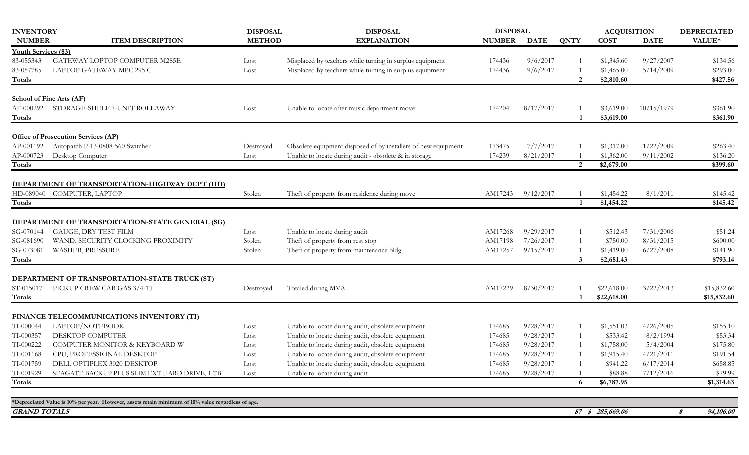| INVENTORY NUMBER | ITEM DESCRIPTION | DISPOSAL METHOD | DISPOSAL EXPLANATION | DISPOSAL NUMBER | DISPOSAL DATE | QNTY | ACQUISITION COST | ACQUISITION DATE | DEPRECIATED VALUE* |
|---|---|---|---|---|---|---|---|---|---|
| **Youth Services (83)** | | | | | | | | | |
| 83-055343 | GATEWAY LOPTOP COMPUTER M285E | Lost | Misplaced by teachers while turning in surplus equipment | 174436 | 9/6/2017 | 1 | $1,345.60 | 9/27/2007 | $134.56 |
| 83-057785 | LAPTOP GATEWAY MPC 295 C | Lost | Misplaced by teachers while turning in surplus equipment | 174436 | 9/6/2017 | 1 | $1,465.00 | 5/14/2009 | $293.00 |
| **Totals** | | | | | | **2** | **$2,810.60** | | **$427.56** |
| **School of Fine Arts (AF)** | | | | | | | | | |
| AF-000292 | STORAGE-SHELF 7-UNIT ROLLAWAY | Lost | Unable to locate after music department move | 174204 | 8/17/2017 | 1 | $3,619.00 | 10/15/1979 | $361.90 |
| **Totals** | | | | | | **1** | **$3,619.00** | | **$361.90** |
| **Office of Prosecution Services (AP)** | | | | | | | | | |
| AP-001192 | Autopatch P-13-0808-560 Switcher | Destroyed | Obsolete equipment disposed of by installers of new equipment | 173475 | 7/7/2017 | 1 | $1,317.00 | 1/22/2009 | $263.40 |
| AP-000723 | Desktop Computer | Lost | Unable to locate during audit - obsolete & in storage | 174239 | 8/21/2017 | 1 | $1,362.00 | 9/11/2002 | $136.20 |
| **Totals** | | | | | | **2** | **$2,679.00** | | **$399.60** |
| **DEPARTMENT OF TRANSPORTATION-HIGHWAY DEPT (HD)** | | | | | | | | | |
| HD-089040 | COMPUTER, LAPTOP | Stolen | Theft of property from residence during move | AM17243 | 9/12/2017 | 1 | $1,454.22 | 8/1/2011 | $145.42 |
| **Totals** | | | | | | **1** | **$1,454.22** | | **$145.42** |
| **DEPARTMENT OF TRANSPORTATION-STATE GENERAL (SG)** | | | | | | | | | |
| SG-070144 | GAUGE, DRY TEST FILM | Lost | Unable to locate during audit | AM17268 | 9/29/2017 | 1 | $512.43 | 7/31/2006 | $51.24 |
| SG-081690 | WAND, SECURITY CLOCKING PROXIMITY | Stolen | Theft of property from rest stop | AM17198 | 7/26/2017 | 1 | $750.00 | 8/31/2015 | $600.00 |
| SG-073081 | WASHER, PRESSURE | Stolen | Theft of property from maintenance bldg | AM17257 | 9/15/2017 | 1 | $1,419.00 | 6/27/2008 | $141.90 |
| **Totals** | | | | | | **3** | **$2,681.43** | | **$793.14** |
| **DEPARTMENT OF TRANSPORTATION-STATE TRUCK (ST)** | | | | | | | | | |
| ST-015017 | PICKUP CREW CAB GAS 3/4-1T | Destroyed | Totaled during MVA | AM17229 | 8/30/2017 | 1 | $22,618.00 | 3/22/2013 | $15,832.60 |
| **Totals** | | | | | | **1** | **$22,618.00** | | **$15,832.60** |
| **FINANCE TELECOMMUNICATIONS INVENTORY (TI)** | | | | | | | | | |
| TI-000044 | LAPTOP/NOTEBOOK | Lost | Unable to locate during audit, obsolete equipment | 174685 | 9/28/2017 | 1 | $1,551.03 | 4/26/2005 | $155.10 |
| TI-000357 | DESKTOP COMPUTER | Lost | Unable to locate during audit, obsolete equipment | 174685 | 9/28/2017 | 1 | $533.42 | 8/2/1994 | $53.34 |
| TI-000222 | COMPUTER MONITOR & KEYBOARD W | Lost | Unable to locate during audit, obsolete equipment | 174685 | 9/28/2017 | 1 | $1,758.00 | 5/4/2004 | $175.80 |
| TI-001168 | CPU, PROFESSIONAL DESKTOP | Lost | Unable to locate during audit, obsolete equipment | 174685 | 9/28/2017 | 1 | $1,915.40 | 4/21/2011 | $191.54 |
| TI-001759 | DELL OPTIPLEX 3020 DESKTOP | Lost | Unable to locate during audit, obsolete equipment | 174685 | 9/28/2017 | 1 | $941.22 | 6/17/2014 | $658.85 |
| TI-001929 | SEAGATE BACKUP PLUS SLIM EXT HARD DRIVE, 1 TB | Lost | Unable to locate during audit | 174685 | 9/28/2017 | 1 | $88.88 | 7/12/2016 | $79.99 |
| **Totals** | | | | | | **6** | **$6,787.95** | | **$1,314.63** |
| ***Depreciated Value is 10% per year. However, assets retain minimum of 10% value regardless of age.** | | | | | | | | | |
| ***GRAND TOTALS*** | | | | | | ***87*** | ***$ 285,669.06*** | | ***$ 94,106.00*** |